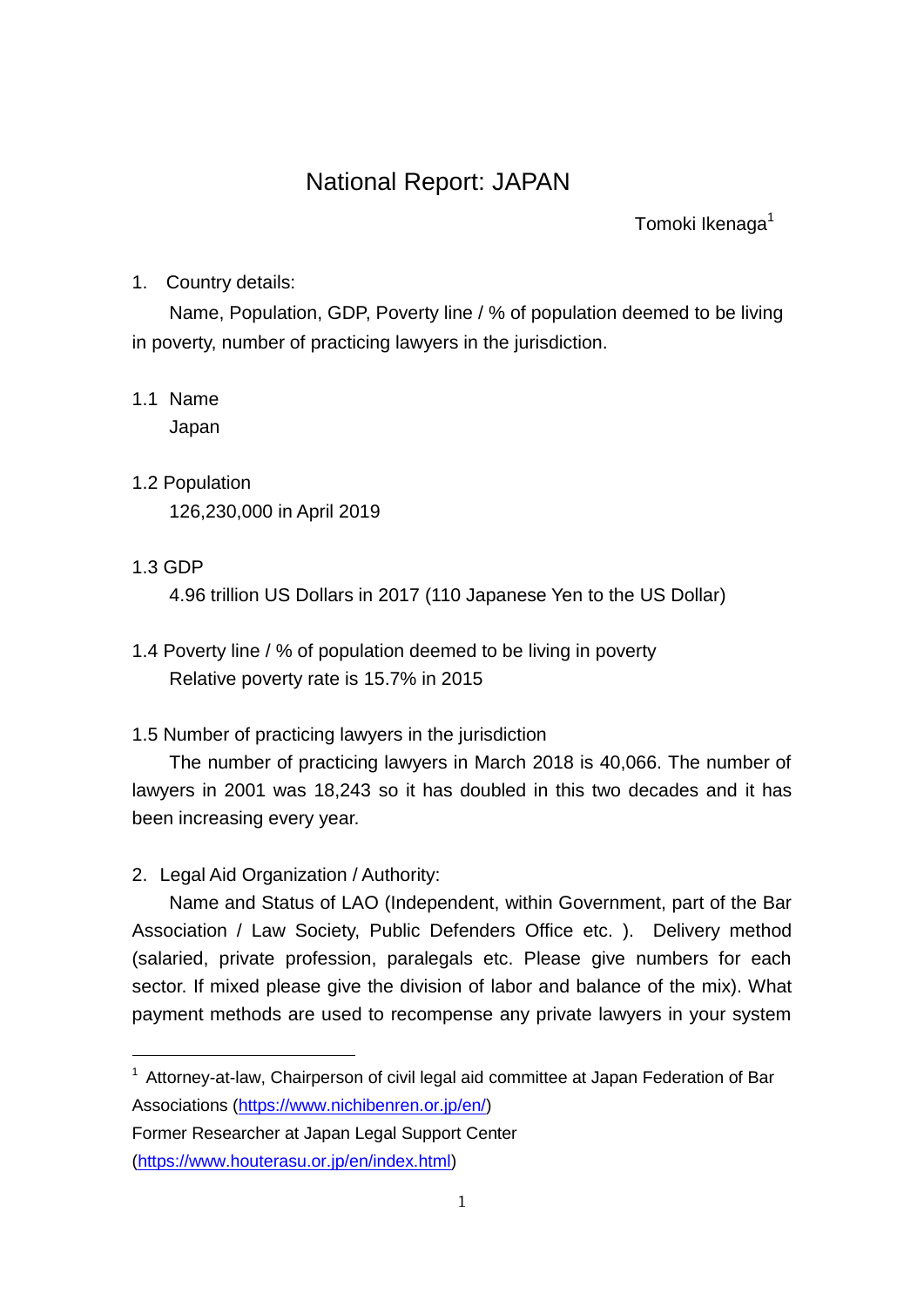# National Report: JAPAN

Tomoki Ikenaga[1]

1. Country details:

Name, Population, GDP, Poverty line / % of population deemed to be living in poverty, number of practicing lawyers in the jurisdiction.

1.1 Name

Japan

1.2 Population

126,230,000 in April 2019

1.3 GDP

4.96 trillion US Dollars in 2017 (110 Japanese Yen to the US Dollar)

1.4 Poverty line / % of population deemed to be living in poverty

Relative poverty rate is 15.7% in 2015

1.5 Number of practicing lawyers in the jurisdiction

The number of practicing lawyers in March 2018 is 40,066. The number of lawyers in 2001 was 18,243 so it has doubled in this two decades and it has been increasing every year.

2. Legal Aid Organization / Authority:

Name and Status of LAO (Independent, within Government, part of the Bar Association / Law Society, Public Defenders Office etc. ). Delivery method (salaried, private profession, paralegals etc. Please give numbers for each sector. If mixed please give the division of labor and balance of the mix). What payment methods are used to recompense any private lawyers in your system

---

[1] Attorney-at-law, Chairperson of civil legal aid committee at Japan Federation of Bar Associations (https://www.nichibenren.or.jp/en/)
Former Researcher at Japan Legal Support Center (https://www.houterasu.or.jp/en/index.html)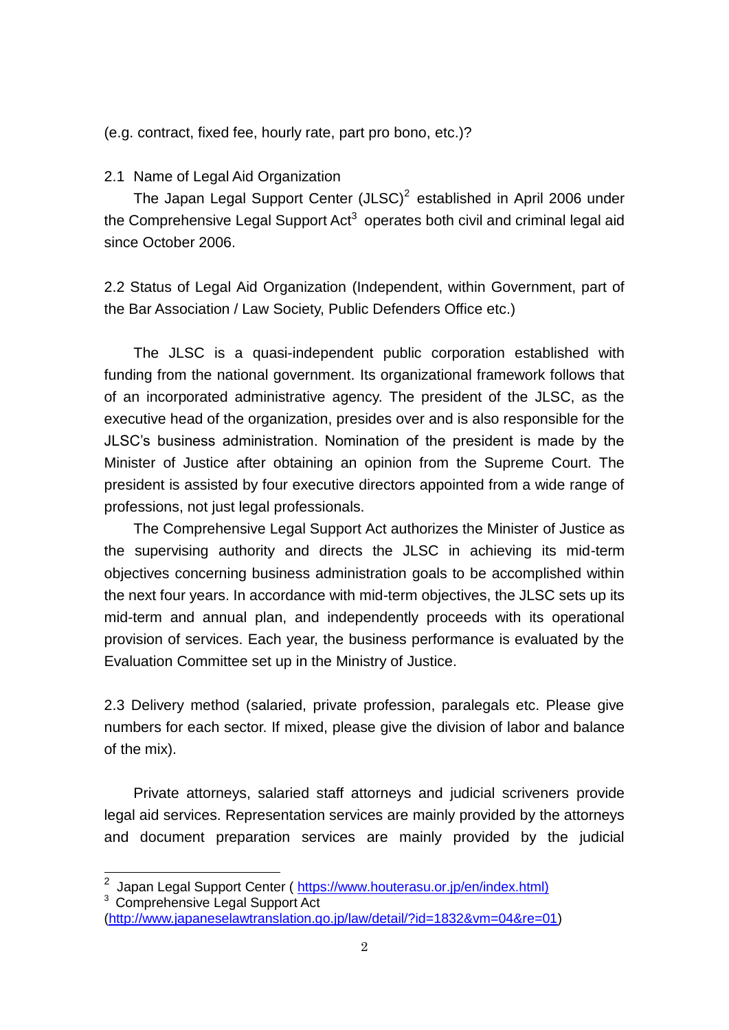(e.g. contract, fixed fee, hourly rate, part pro bono, etc.)?

2.1 Name of Legal Aid Organization

The Japan Legal Support Center (JLSC)[2] established in April 2006 under the Comprehensive Legal Support Act[3] operates both civil and criminal legal aid since October 2006.

2.2 Status of Legal Aid Organization (Independent, within Government, part of the Bar Association / Law Society, Public Defenders Office etc.)

The JLSC is a quasi-independent public corporation established with funding from the national government. Its organizational framework follows that of an incorporated administrative agency. The president of the JLSC, as the executive head of the organization, presides over and is also responsible for the JLSC's business administration. Nomination of the president is made by the Minister of Justice after obtaining an opinion from the Supreme Court. The president is assisted by four executive directors appointed from a wide range of professions, not just legal professionals.

The Comprehensive Legal Support Act authorizes the Minister of Justice as the supervising authority and directs the JLSC in achieving its mid-term objectives concerning business administration goals to be accomplished within the next four years. In accordance with mid-term objectives, the JLSC sets up its mid-term and annual plan, and independently proceeds with its operational provision of services. Each year, the business performance is evaluated by the Evaluation Committee set up in the Ministry of Justice.

2.3 Delivery method (salaried, private profession, paralegals etc. Please give numbers for each sector. If mixed, please give the division of labor and balance of the mix).

Private attorneys, salaried staff attorneys and judicial scriveners provide legal aid services. Representation services are mainly provided by the attorneys and document preparation services are mainly provided by the judicial

---

[2] Japan Legal Support Center ( https://www.houterasu.or.jp/en/index.html)

[3] Comprehensive Legal Support Act (http://www.japaneselawtranslation.go.jp/law/detail/?id=1832&vm=04&re=01)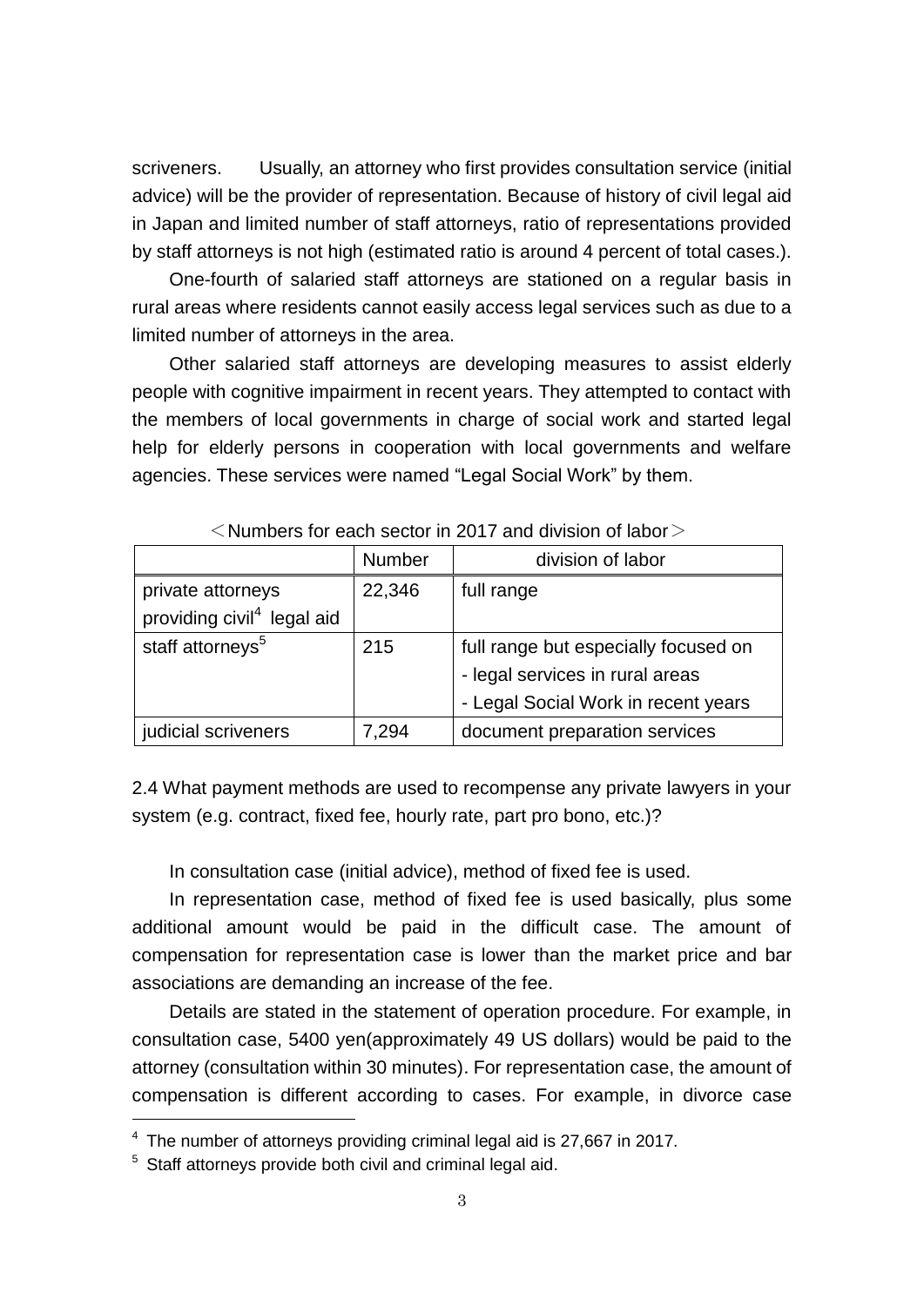scriveners. Usually, an attorney who first provides consultation service (initial advice) will be the provider of representation. Because of history of civil legal aid in Japan and limited number of staff attorneys, ratio of representations provided by staff attorneys is not high (estimated ratio is around 4 percent of total cases.).

One-fourth of salaried staff attorneys are stationed on a regular basis in rural areas where residents cannot easily access legal services such as due to a limited number of attorneys in the area.

Other salaried staff attorneys are developing measures to assist elderly people with cognitive impairment in recent years. They attempted to contact with the members of local governments in charge of social work and started legal help for elderly persons in cooperation with local governments and welfare agencies. These services were named "Legal Social Work" by them.

＜Numbers for each sector in 2017 and division of labor＞

| | Number | division of labor |
|---|---|---|
| private attorneys providing civil[4] legal aid | 22,346 | full range |
| staff attorneys[5] | 215 | full range but especially focused on<br>- legal services in rural areas<br>- Legal Social Work in recent years |
| judicial scriveners | 7,294 | document preparation services |

2.4 What payment methods are used to recompense any private lawyers in your system (e.g. contract, fixed fee, hourly rate, part pro bono, etc.)?

In consultation case (initial advice), method of fixed fee is used.

In representation case, method of fixed fee is used basically, plus some additional amount would be paid in the difficult case. The amount of compensation for representation case is lower than the market price and bar associations are demanding an increase of the fee.

Details are stated in the statement of operation procedure. For example, in consultation case, 5400 yen(approximately 49 US dollars) would be paid to the attorney (consultation within 30 minutes). For representation case, the amount of compensation is different according to cases. For example, in divorce case

[4] The number of attorneys providing criminal legal aid is 27,667 in 2017.

[5] Staff attorneys provide both civil and criminal legal aid.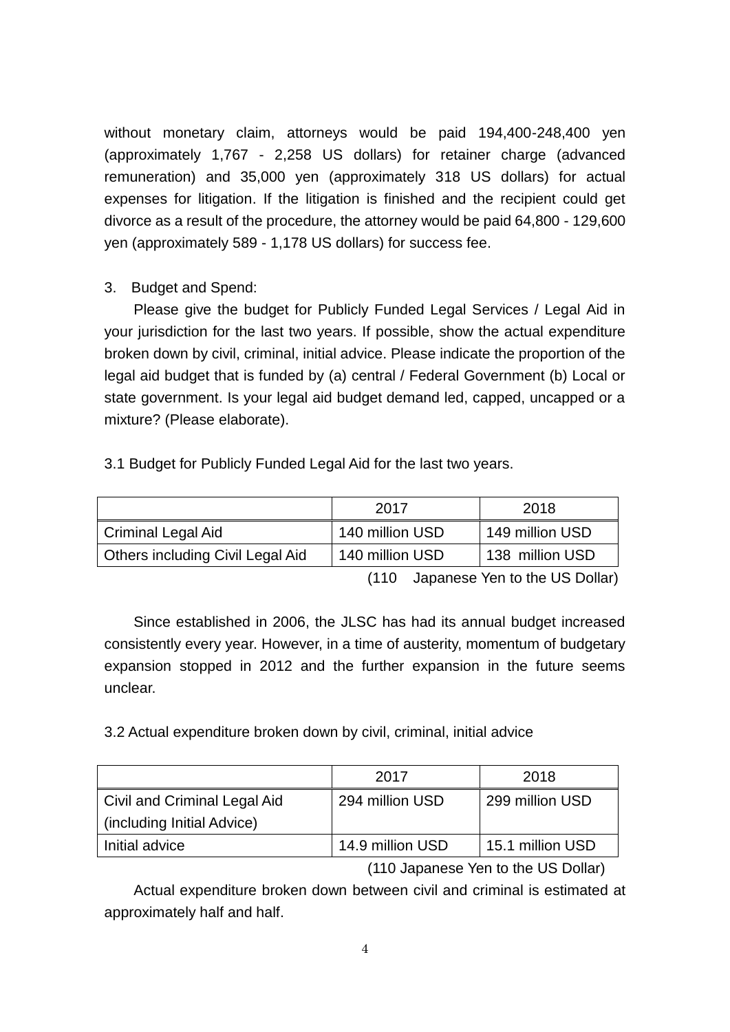without monetary claim, attorneys would be paid 194,400-248,400 yen (approximately 1,767 - 2,258 US dollars) for retainer charge (advanced remuneration) and 35,000 yen (approximately 318 US dollars) for actual expenses for litigation. If the litigation is finished and the recipient could get divorce as a result of the procedure, the attorney would be paid 64,800 - 129,600 yen (approximately 589 - 1,178 US dollars) for success fee.

3. Budget and Spend:

Please give the budget for Publicly Funded Legal Services / Legal Aid in your jurisdiction for the last two years. If possible, show the actual expenditure broken down by civil, criminal, initial advice. Please indicate the proportion of the legal aid budget that is funded by (a) central / Federal Government (b) Local or state government. Is your legal aid budget demand led, capped, uncapped or a mixture? (Please elaborate).

3.1 Budget for Publicly Funded Legal Aid for the last two years.

| | 2017 | 2018 |
|---|---|---|
| Criminal Legal Aid | 140 million USD | 149 million USD |
| Others including Civil Legal Aid | 140 million USD | 138 million USD |

(110 Japanese Yen to the US Dollar)

Since established in 2006, the JLSC has had its annual budget increased consistently every year. However, in a time of austerity, momentum of budgetary expansion stopped in 2012 and the further expansion in the future seems unclear.

3.2 Actual expenditure broken down by civil, criminal, initial advice

| | 2017 | 2018 |
|---|---|---|
| Civil and Criminal Legal Aid (including Initial Advice) | 294 million USD | 299 million USD |
| Initial advice | 14.9 million USD | 15.1 million USD |

(110 Japanese Yen to the US Dollar)

Actual expenditure broken down between civil and criminal is estimated at approximately half and half.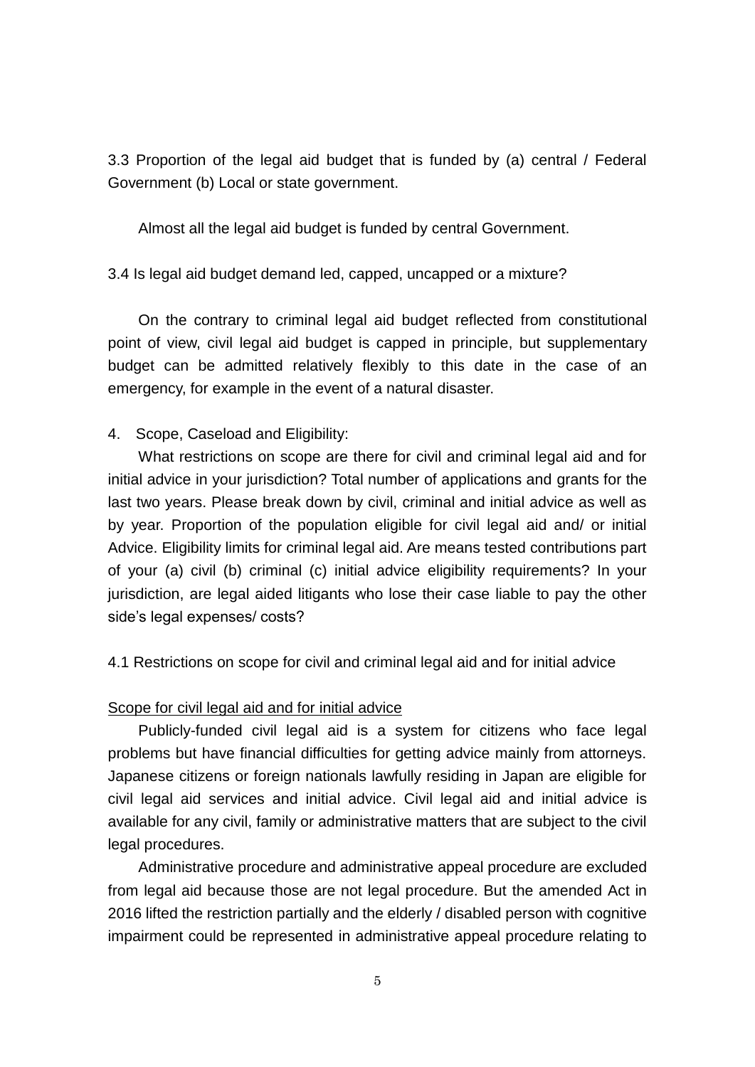3.3 Proportion of the legal aid budget that is funded by (a) central / Federal Government (b) Local or state government.

Almost all the legal aid budget is funded by central Government.

3.4 Is legal aid budget demand led, capped, uncapped or a mixture?

On the contrary to criminal legal aid budget reflected from constitutional point of view, civil legal aid budget is capped in principle, but supplementary budget can be admitted relatively flexibly to this date in the case of an emergency, for example in the event of a natural disaster.

4. Scope, Caseload and Eligibility:

What restrictions on scope are there for civil and criminal legal aid and for initial advice in your jurisdiction? Total number of applications and grants for the last two years. Please break down by civil, criminal and initial advice as well as by year. Proportion of the population eligible for civil legal aid and/ or initial Advice. Eligibility limits for criminal legal aid. Are means tested contributions part of your (a) civil (b) criminal (c) initial advice eligibility requirements? In your jurisdiction, are legal aided litigants who lose their case liable to pay the other side's legal expenses/ costs?

4.1 Restrictions on scope for civil and criminal legal aid and for initial advice

<u>Scope for civil legal aid and for initial advice</u>

Publicly-funded civil legal aid is a system for citizens who face legal problems but have financial difficulties for getting advice mainly from attorneys. Japanese citizens or foreign nationals lawfully residing in Japan are eligible for civil legal aid services and initial advice. Civil legal aid and initial advice is available for any civil, family or administrative matters that are subject to the civil legal procedures.

Administrative procedure and administrative appeal procedure are excluded from legal aid because those are not legal procedure. But the amended Act in 2016 lifted the restriction partially and the elderly / disabled person with cognitive impairment could be represented in administrative appeal procedure relating to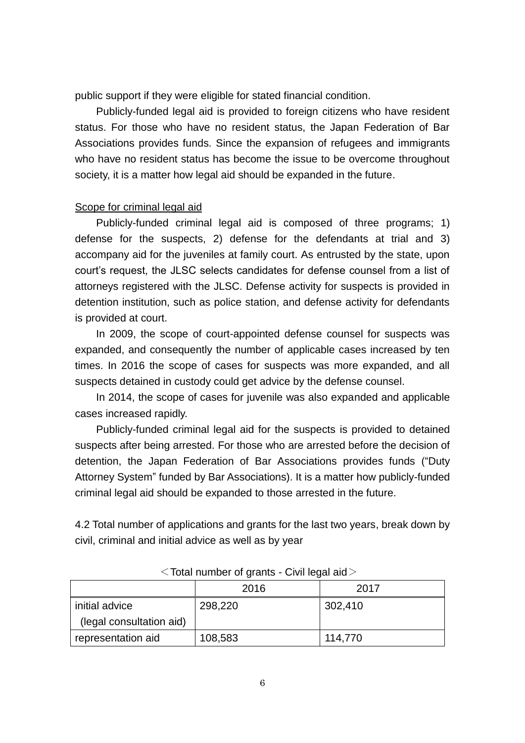public support if they were eligible for stated financial condition.

Publicly-funded legal aid is provided to foreign citizens who have resident status. For those who have no resident status, the Japan Federation of Bar Associations provides funds. Since the expansion of refugees and immigrants who have no resident status has become the issue to be overcome throughout society, it is a matter how legal aid should be expanded in the future.

<u>Scope for criminal legal aid</u>

Publicly-funded criminal legal aid is composed of three programs; 1) defense for the suspects, 2) defense for the defendants at trial and 3) accompany aid for the juveniles at family court. As entrusted by the state, upon court's request, the JLSC selects candidates for defense counsel from a list of attorneys registered with the JLSC. Defense activity for suspects is provided in detention institution, such as police station, and defense activity for defendants is provided at court.

In 2009, the scope of court-appointed defense counsel for suspects was expanded, and consequently the number of applicable cases increased by ten times. In 2016 the scope of cases for suspects was more expanded, and all suspects detained in custody could get advice by the defense counsel.

In 2014, the scope of cases for juvenile was also expanded and applicable cases increased rapidly.

Publicly-funded criminal legal aid for the suspects is provided to detained suspects after being arrested. For those who are arrested before the decision of detention, the Japan Federation of Bar Associations provides funds ("Duty Attorney System" funded by Bar Associations). It is a matter how publicly-funded criminal legal aid should be expanded to those arrested in the future.

4.2 Total number of applications and grants for the last two years, break down by civil, criminal and initial advice as well as by year

＜Total number of grants - Civil legal aid＞

| | 2016 | 2017 |
|---|---|---|
| initial advice (legal consultation aid) | 298,220 | 302,410 |
| representation aid | 108,583 | 114,770 |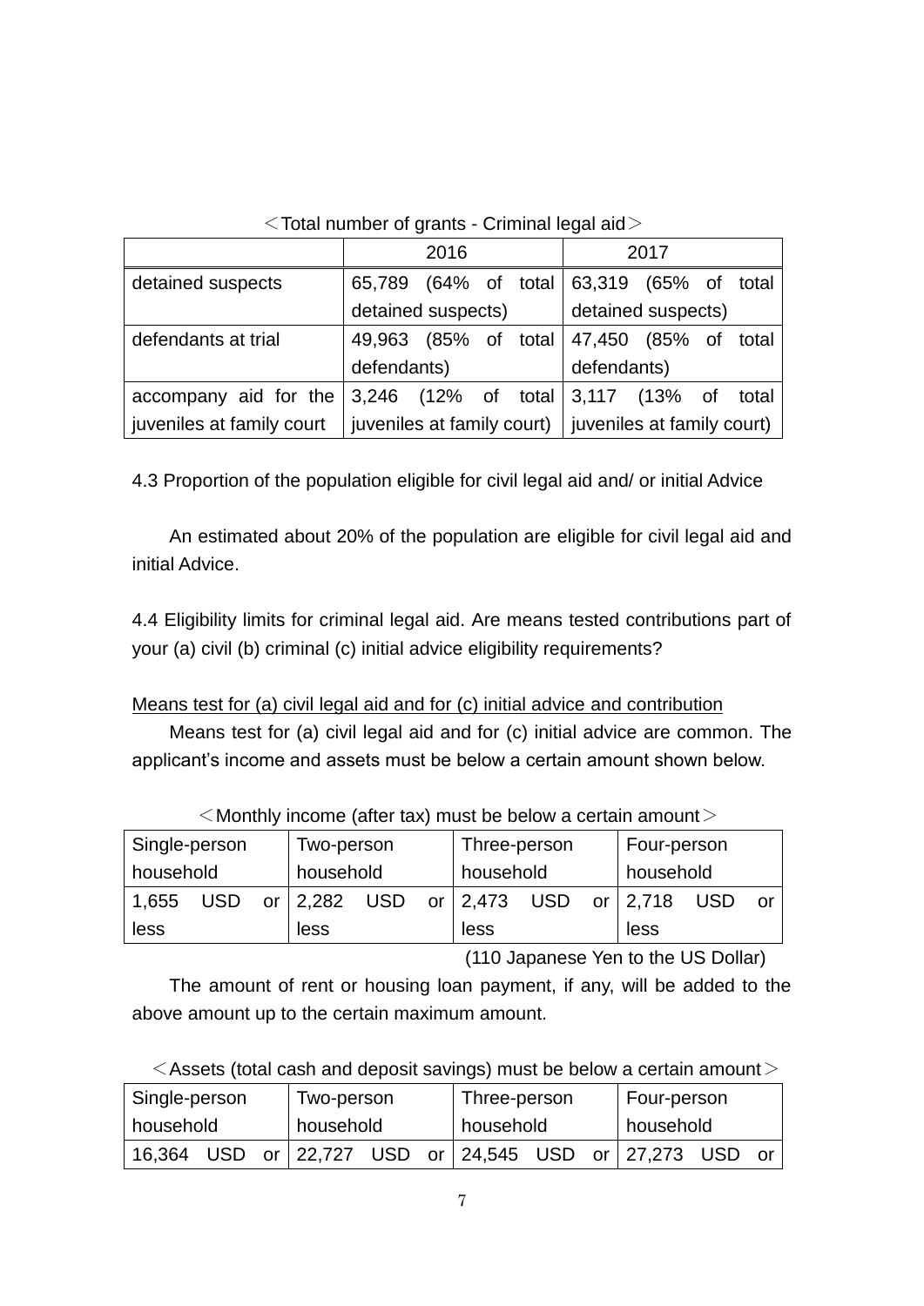<Total number of grants - Criminal legal aid>

| | 2016 | 2017 |
|---|---|---|
| detained suspects | 65,789 (64% of total detained suspects) | 63,319 (65% of total detained suspects) |
| defendants at trial | 49,963 (85% of total defendants) | 47,450 (85% of total defendants) |
| accompany aid for the juveniles at family court | 3,246 (12% of total juveniles at family court) | 3,117 (13% of total juveniles at family court) |

4.3 Proportion of the population eligible for civil legal aid and/ or initial Advice

An estimated about 20% of the population are eligible for civil legal aid and initial Advice.

4.4 Eligibility limits for criminal legal aid. Are means tested contributions part of your (a) civil (b) criminal (c) initial advice eligibility requirements?

<u>Means test for (a) civil legal aid and for (c) initial advice and contribution</u>

Means test for (a) civil legal aid and for (c) initial advice are common. The applicant's income and assets must be below a certain amount shown below.

<Monthly income (after tax) must be below a certain amount>

| Single-person household | Two-person household | Three-person household | Four-person household |
|---|---|---|---|
| 1,655 USD or less | 2,282 USD or less | 2,473 USD or less | 2,718 USD or less |

(110 Japanese Yen to the US Dollar)

The amount of rent or housing loan payment, if any, will be added to the above amount up to the certain maximum amount.

<Assets (total cash and deposit savings) must be below a certain amount>

| Single-person household | Two-person household | Three-person household | Four-person household |
|---|---|---|---|
| 16,364 USD or | 22,727 USD or | 24,545 USD or | 27,273 USD or |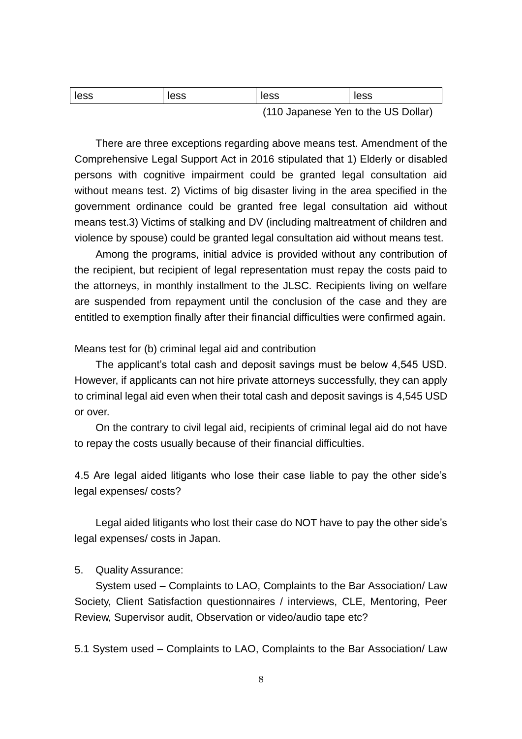| less | less | less | less |
|---|---|---|---|

(110 Japanese Yen to the US Dollar)

There are three exceptions regarding above means test. Amendment of the Comprehensive Legal Support Act in 2016 stipulated that 1) Elderly or disabled persons with cognitive impairment could be granted legal consultation aid without means test. 2) Victims of big disaster living in the area specified in the government ordinance could be granted free legal consultation aid without means test.3) Victims of stalking and DV (including maltreatment of children and violence by spouse) could be granted legal consultation aid without means test.

Among the programs, initial advice is provided without any contribution of the recipient, but recipient of legal representation must repay the costs paid to the attorneys, in monthly installment to the JLSC. Recipients living on welfare are suspended from repayment until the conclusion of the case and they are entitled to exemption finally after their financial difficulties were confirmed again.

<u>Means test for (b) criminal legal aid and contribution</u>

The applicant's total cash and deposit savings must be below 4,545 USD. However, if applicants can not hire private attorneys successfully, they can apply to criminal legal aid even when their total cash and deposit savings is 4,545 USD or over.

On the contrary to civil legal aid, recipients of criminal legal aid do not have to repay the costs usually because of their financial difficulties.

4.5 Are legal aided litigants who lose their case liable to pay the other side's legal expenses/ costs?

Legal aided litigants who lost their case do NOT have to pay the other side's legal expenses/ costs in Japan.

5. Quality Assurance:

System used – Complaints to LAO, Complaints to the Bar Association/ Law Society, Client Satisfaction questionnaires / interviews, CLE, Mentoring, Peer Review, Supervisor audit, Observation or video/audio tape etc?

5.1 System used – Complaints to LAO, Complaints to the Bar Association/ Law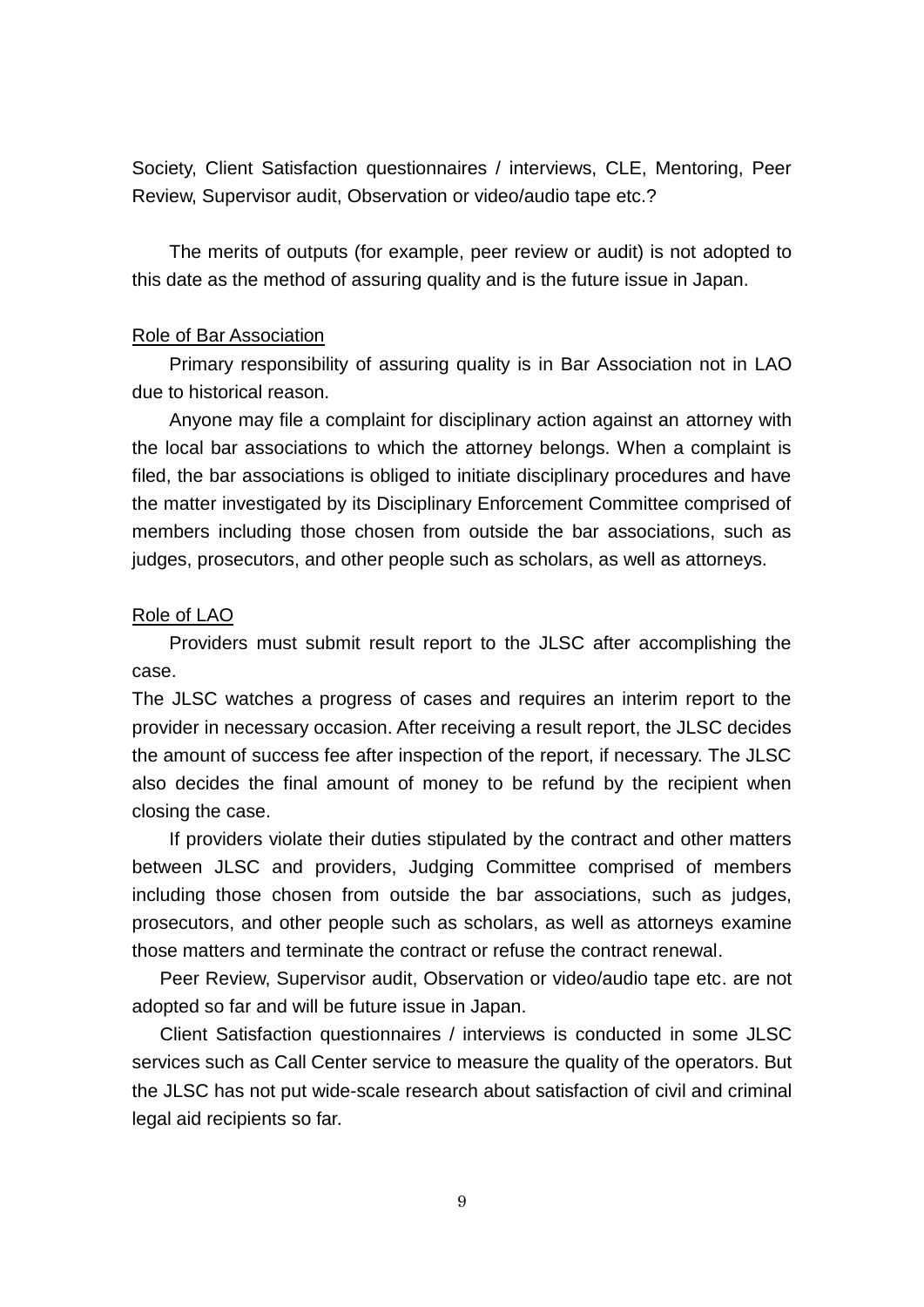Society, Client Satisfaction questionnaires / interviews, CLE, Mentoring, Peer Review, Supervisor audit, Observation or video/audio tape etc.?

The merits of outputs (for example, peer review or audit) is not adopted to this date as the method of assuring quality and is the future issue in Japan.

Role of Bar Association

Primary responsibility of assuring quality is in Bar Association not in LAO due to historical reason.

Anyone may file a complaint for disciplinary action against an attorney with the local bar associations to which the attorney belongs. When a complaint is filed, the bar associations is obliged to initiate disciplinary procedures and have the matter investigated by its Disciplinary Enforcement Committee comprised of members including those chosen from outside the bar associations, such as judges, prosecutors, and other people such as scholars, as well as attorneys.

Role of LAO

Providers must submit result report to the JLSC after accomplishing the case.

The JLSC watches a progress of cases and requires an interim report to the provider in necessary occasion. After receiving a result report, the JLSC decides the amount of success fee after inspection of the report, if necessary. The JLSC also decides the final amount of money to be refund by the recipient when closing the case.

If providers violate their duties stipulated by the contract and other matters between JLSC and providers, Judging Committee comprised of members including those chosen from outside the bar associations, such as judges, prosecutors, and other people such as scholars, as well as attorneys examine those matters and terminate the contract or refuse the contract renewal.

Peer Review, Supervisor audit, Observation or video/audio tape etc. are not adopted so far and will be future issue in Japan.

Client Satisfaction questionnaires / interviews is conducted in some JLSC services such as Call Center service to measure the quality of the operators. But the JLSC has not put wide-scale research about satisfaction of civil and criminal legal aid recipients so far.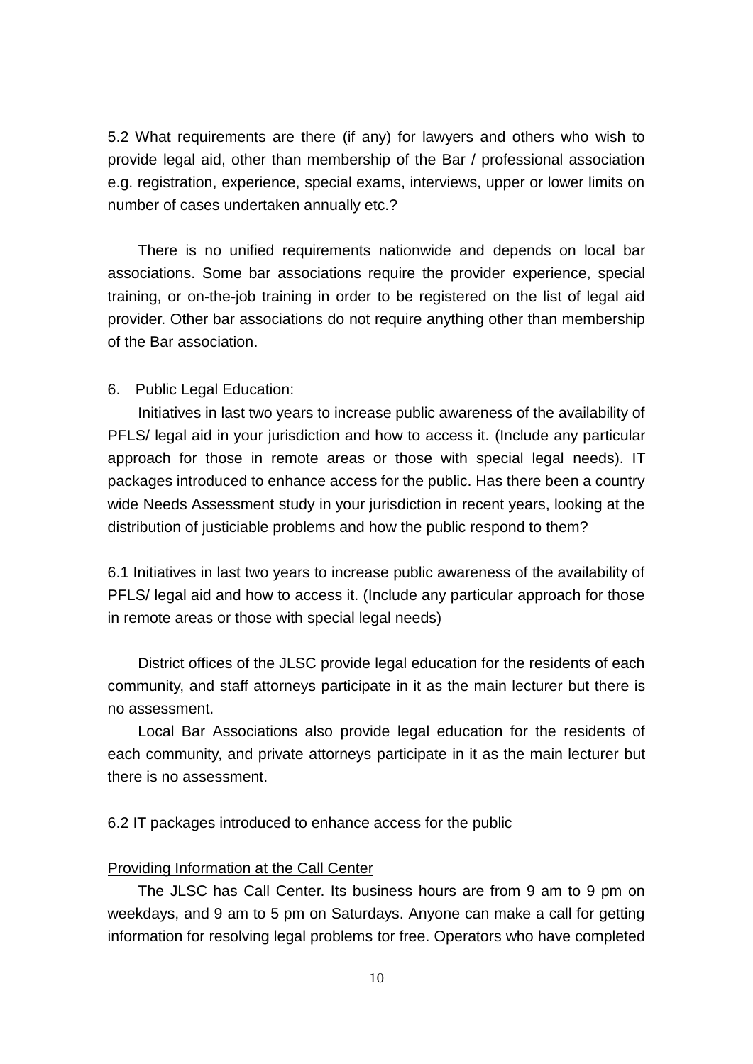5.2 What requirements are there (if any) for lawyers and others who wish to provide legal aid, other than membership of the Bar / professional association e.g. registration, experience, special exams, interviews, upper or lower limits on number of cases undertaken annually etc.?

There is no unified requirements nationwide and depends on local bar associations. Some bar associations require the provider experience, special training, or on-the-job training in order to be registered on the list of legal aid provider. Other bar associations do not require anything other than membership of the Bar association.

## 6. Public Legal Education:

Initiatives in last two years to increase public awareness of the availability of PFLS/ legal aid in your jurisdiction and how to access it. (Include any particular approach for those in remote areas or those with special legal needs). IT packages introduced to enhance access for the public. Has there been a country wide Needs Assessment study in your jurisdiction in recent years, looking at the distribution of justiciable problems and how the public respond to them?

6.1 Initiatives in last two years to increase public awareness of the availability of PFLS/ legal aid and how to access it. (Include any particular approach for those in remote areas or those with special legal needs)

District offices of the JLSC provide legal education for the residents of each community, and staff attorneys participate in it as the main lecturer but there is no assessment.

Local Bar Associations also provide legal education for the residents of each community, and private attorneys participate in it as the main lecturer but there is no assessment.

6.2 IT packages introduced to enhance access for the public

<u>Providing Information at the Call Center</u>

The JLSC has Call Center. Its business hours are from 9 am to 9 pm on weekdays, and 9 am to 5 pm on Saturdays. Anyone can make a call for getting information for resolving legal problems tor free. Operators who have completed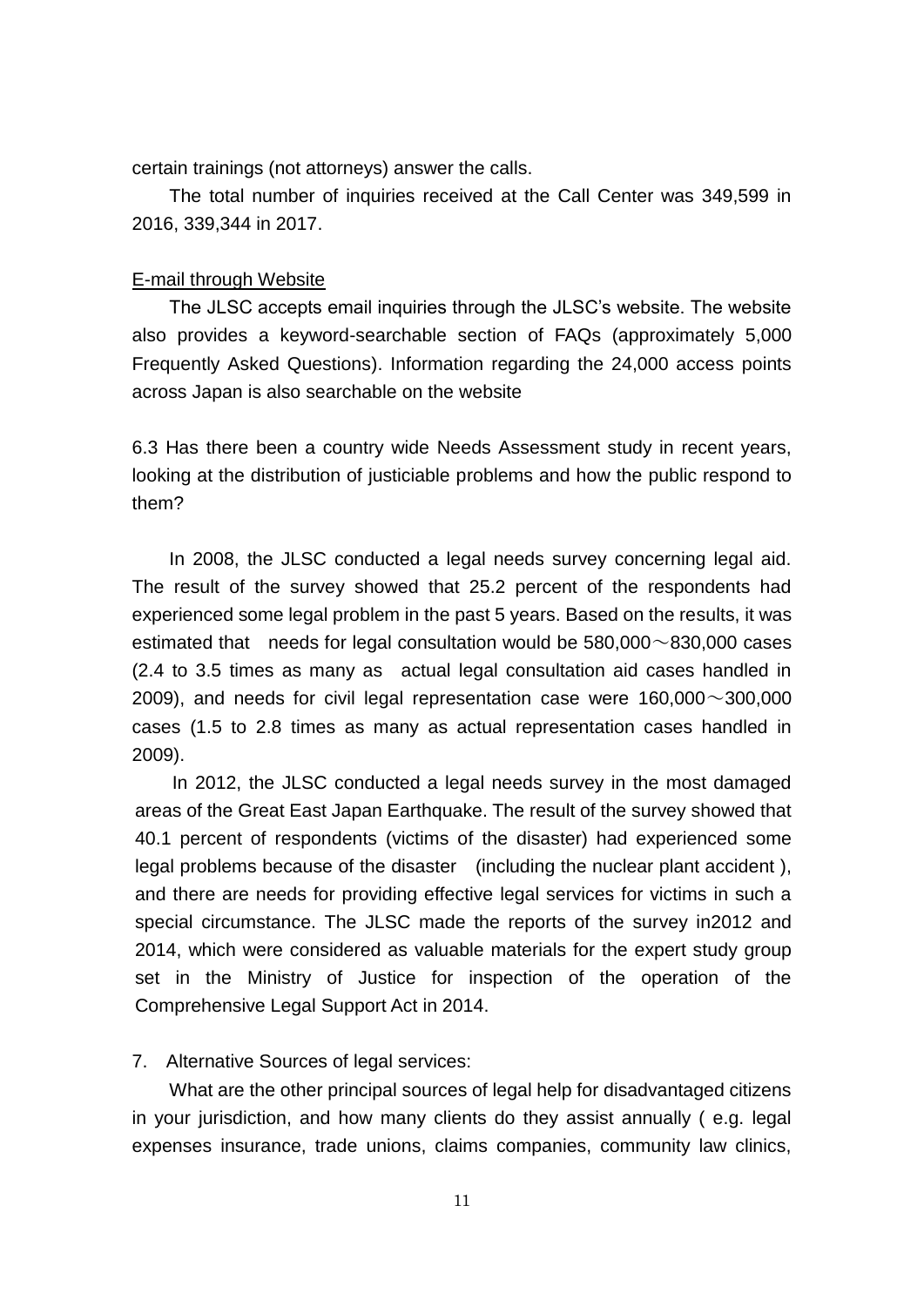certain trainings (not attorneys) answer the calls.

The total number of inquiries received at the Call Center was 349,599 in 2016, 339,344 in 2017.

E-mail through Website

The JLSC accepts email inquiries through the JLSC's website. The website also provides a keyword-searchable section of FAQs (approximately 5,000 Frequently Asked Questions). Information regarding the 24,000 access points across Japan is also searchable on the website

6.3 Has there been a country wide Needs Assessment study in recent years, looking at the distribution of justiciable problems and how the public respond to them?

In 2008, the JLSC conducted a legal needs survey concerning legal aid. The result of the survey showed that 25.2 percent of the respondents had experienced some legal problem in the past 5 years. Based on the results, it was estimated that needs for legal consultation would be 580,000～830,000 cases (2.4 to 3.5 times as many as actual legal consultation aid cases handled in 2009), and needs for civil legal representation case were 160,000～300,000 cases (1.5 to 2.8 times as many as actual representation cases handled in 2009).

In 2012, the JLSC conducted a legal needs survey in the most damaged areas of the Great East Japan Earthquake. The result of the survey showed that 40.1 percent of respondents (victims of the disaster) had experienced some legal problems because of the disaster (including the nuclear plant accident ), and there are needs for providing effective legal services for victims in such a special circumstance. The JLSC made the reports of the survey in2012 and 2014, which were considered as valuable materials for the expert study group set in the Ministry of Justice for inspection of the operation of the Comprehensive Legal Support Act in 2014.

7. Alternative Sources of legal services:

What are the other principal sources of legal help for disadvantaged citizens in your jurisdiction, and how many clients do they assist annually ( e.g. legal expenses insurance, trade unions, claims companies, community law clinics,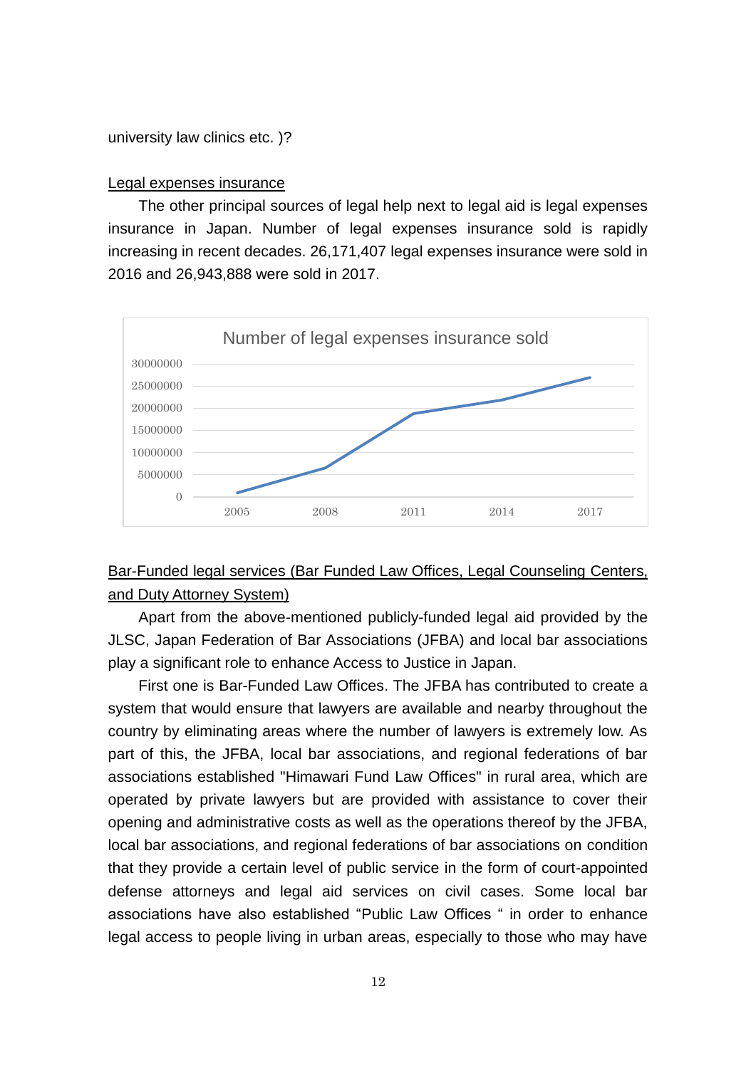university law clinics etc. )?

Legal expenses insurance

The other principal sources of legal help next to legal aid is legal expenses insurance in Japan. Number of legal expenses insurance sold is rapidly increasing in recent decades. 26,171,407 legal expenses insurance were sold in 2016 and 26,943,888 were sold in 2017.

Number of legal expenses insurance sold

Bar-Funded legal services (Bar Funded Law Offices, Legal Counseling Centers, and Duty Attorney System)

Apart from the above-mentioned publicly-funded legal aid provided by the JLSC, Japan Federation of Bar Associations (JFBA) and local bar associations play a significant role to enhance Access to Justice in Japan.

First one is Bar-Funded Law Offices. The JFBA has contributed to create a system that would ensure that lawyers are available and nearby throughout the country by eliminating areas where the number of lawyers is extremely low. As part of this, the JFBA, local bar associations, and regional federations of bar associations established "Himawari Fund Law Offices" in rural area, which are operated by private lawyers but are provided with assistance to cover their opening and administrative costs as well as the operations thereof by the JFBA, local bar associations, and regional federations of bar associations on condition that they provide a certain level of public service in the form of court-appointed defense attorneys and legal aid services on civil cases. Some local bar associations have also established "Public Law Offices " in order to enhance legal access to people living in urban areas, especially to those who may have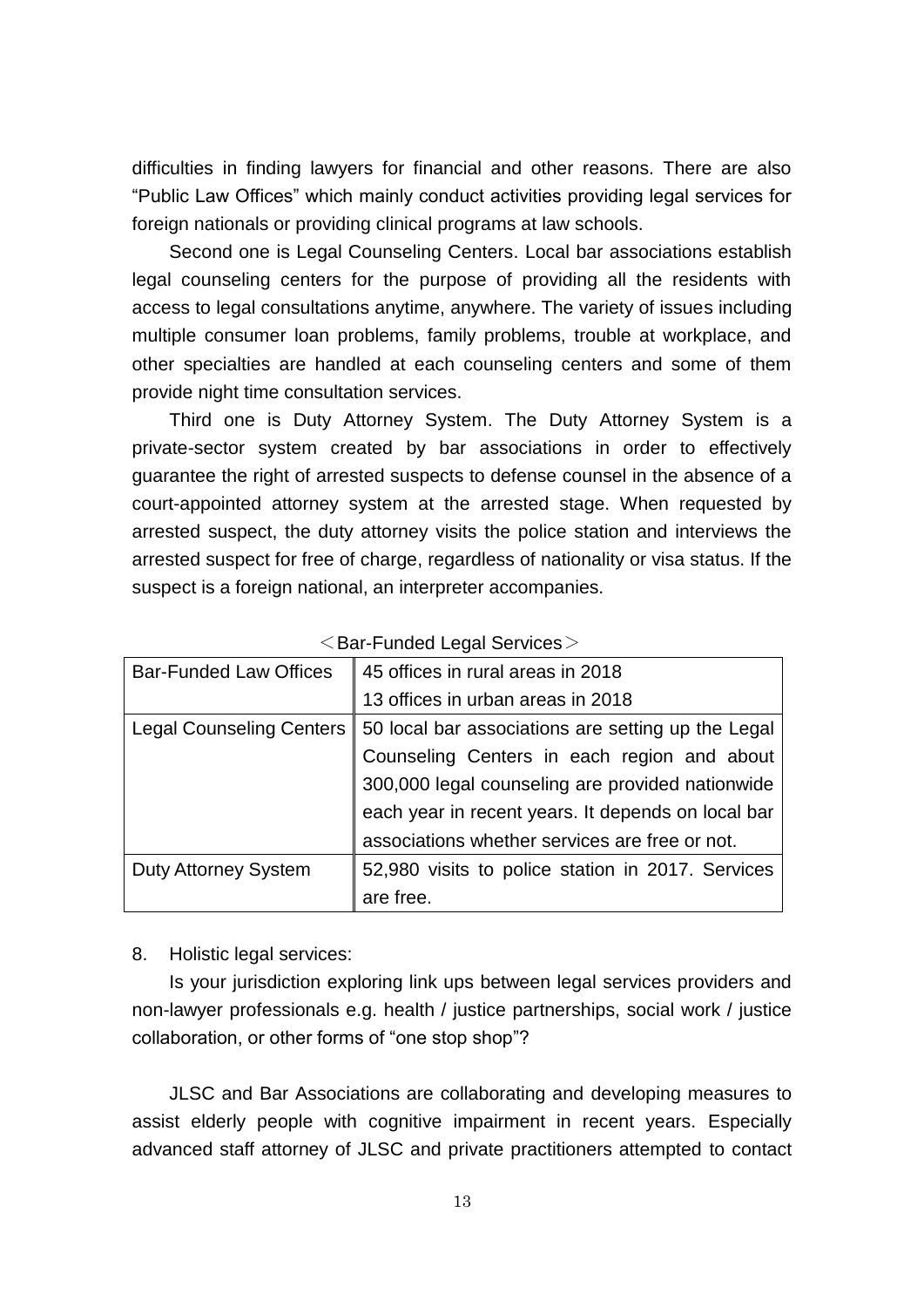difficulties in finding lawyers for financial and other reasons. There are also "Public Law Offices" which mainly conduct activities providing legal services for foreign nationals or providing clinical programs at law schools.

Second one is Legal Counseling Centers. Local bar associations establish legal counseling centers for the purpose of providing all the residents with access to legal consultations anytime, anywhere. The variety of issues including multiple consumer loan problems, family problems, trouble at workplace, and other specialties are handled at each counseling centers and some of them provide night time consultation services.

Third one is Duty Attorney System. The Duty Attorney System is a private-sector system created by bar associations in order to effectively guarantee the right of arrested suspects to defense counsel in the absence of a court-appointed attorney system at the arrested stage. When requested by arrested suspect, the duty attorney visits the police station and interviews the arrested suspect for free of charge, regardless of nationality or visa status. If the suspect is a foreign national, an interpreter accompanies.

＜Bar-Funded Legal Services＞

| | |
|---|---|
| Bar-Funded Law Offices | 45 offices in rural areas in 2018<br>13 offices in urban areas in 2018 |
| Legal Counseling Centers | 50 local bar associations are setting up the Legal Counseling Centers in each region and about 300,000 legal counseling are provided nationwide each year in recent years. It depends on local bar associations whether services are free or not. |
| Duty Attorney System | 52,980 visits to police station in 2017. Services are free. |

8. Holistic legal services:

Is your jurisdiction exploring link ups between legal services providers and non-lawyer professionals e.g. health / justice partnerships, social work / justice collaboration, or other forms of "one stop shop"?

JLSC and Bar Associations are collaborating and developing measures to assist elderly people with cognitive impairment in recent years. Especially advanced staff attorney of JLSC and private practitioners attempted to contact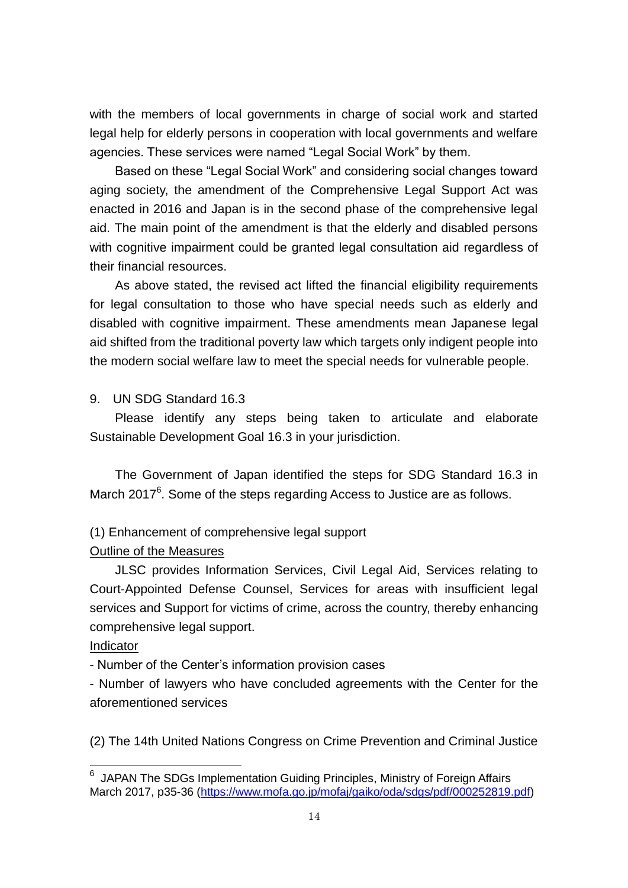with the members of local governments in charge of social work and started legal help for elderly persons in cooperation with local governments and welfare agencies. These services were named "Legal Social Work" by them.

Based on these "Legal Social Work" and considering social changes toward aging society, the amendment of the Comprehensive Legal Support Act was enacted in 2016 and Japan is in the second phase of the comprehensive legal aid. The main point of the amendment is that the elderly and disabled persons with cognitive impairment could be granted legal consultation aid regardless of their financial resources.

As above stated, the revised act lifted the financial eligibility requirements for legal consultation to those who have special needs such as elderly and disabled with cognitive impairment. These amendments mean Japanese legal aid shifted from the traditional poverty law which targets only indigent people into the modern social welfare law to meet the special needs for vulnerable people.

## 9. UN SDG Standard 16.3

Please identify any steps being taken to articulate and elaborate Sustainable Development Goal 16.3 in your jurisdiction.

The Government of Japan identified the steps for SDG Standard 16.3 in March 2017[6]. Some of the steps regarding Access to Justice are as follows.

### (1) Enhancement of comprehensive legal support

Outline of the Measures

JLSC provides Information Services, Civil Legal Aid, Services relating to Court-Appointed Defense Counsel, Services for areas with insufficient legal services and Support for victims of crime, across the country, thereby enhancing comprehensive legal support.

Indicator

- Number of the Center's information provision cases
- Number of lawyers who have concluded agreements with the Center for the aforementioned services

### (2) The 14th United Nations Congress on Crime Prevention and Criminal Justice

---

[6] JAPAN The SDGs Implementation Guiding Principles, Ministry of Foreign Affairs March 2017, p35-36 (https://www.mofa.go.jp/mofaj/gaiko/oda/sdgs/pdf/000252819.pdf)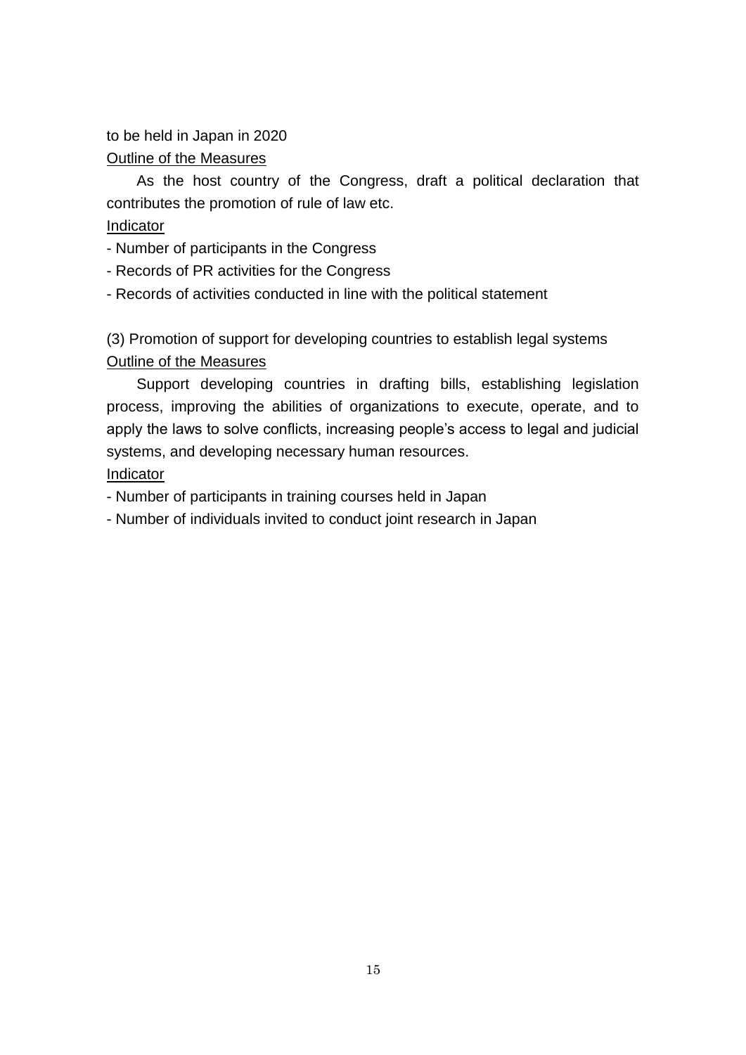to be held in Japan in 2020

Outline of the Measures

As the host country of the Congress, draft a political declaration that contributes the promotion of rule of law etc.

Indicator

- Number of participants in the Congress
- Records of PR activities for the Congress
- Records of activities conducted in line with the political statement

(3) Promotion of support for developing countries to establish legal systems

Outline of the Measures

Support developing countries in drafting bills, establishing legislation process, improving the abilities of organizations to execute, operate, and to apply the laws to solve conflicts, increasing people's access to legal and judicial systems, and developing necessary human resources.

Indicator

- Number of participants in training courses held in Japan
- Number of individuals invited to conduct joint research in Japan